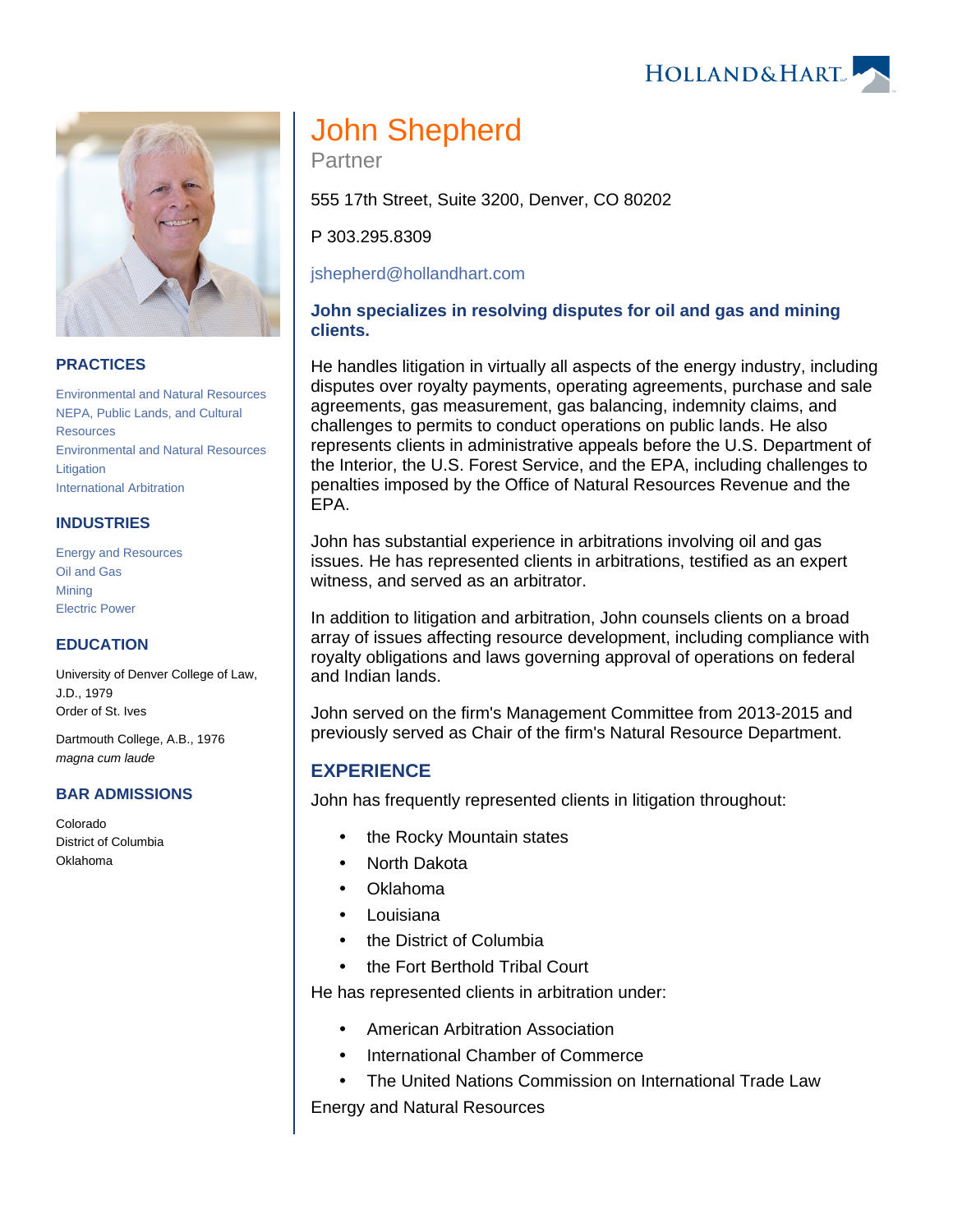# John Shepherd

Partner

555 17th Street, Suite 3200, Denver, CO 80202

P 303.295.8309

jshepherd@hollandhart.com

## PRACTICES

Environmental and Natural Resources
NEPA, Public Lands, and Cultural Resources
Environmental and Natural Resources Litigation
International Arbitration

## INDUSTRIES

Energy and Resources
Oil and Gas
Mining
Electric Power

## EDUCATION

University of Denver College of Law, J.D., 1979
Order of St. Ives

Dartmouth College, A.B., 1976
*magna cum laude*

## BAR ADMISSIONS

Colorado
District of Columbia
Oklahoma

**John specializes in resolving disputes for oil and gas and mining clients.**

He handles litigation in virtually all aspects of the energy industry, including disputes over royalty payments, operating agreements, purchase and sale agreements, gas measurement, gas balancing, indemnity claims, and challenges to permits to conduct operations on public lands. He also represents clients in administrative appeals before the U.S. Department of the Interior, the U.S. Forest Service, and the EPA, including challenges to penalties imposed by the Office of Natural Resources Revenue and the EPA.

John has substantial experience in arbitrations involving oil and gas issues. He has represented clients in arbitrations, testified as an expert witness, and served as an arbitrator.

In addition to litigation and arbitration, John counsels clients on a broad array of issues affecting resource development, including compliance with royalty obligations and laws governing approval of operations on federal and Indian lands.

John served on the firm's Management Committee from 2013-2015 and previously served as Chair of the firm's Natural Resource Department.

## EXPERIENCE

John has frequently represented clients in litigation throughout:

- the Rocky Mountain states
- North Dakota
- Oklahoma
- Louisiana
- the District of Columbia
- the Fort Berthold Tribal Court

He has represented clients in arbitration under:

- American Arbitration Association
- International Chamber of Commerce
- The United Nations Commission on International Trade Law

Energy and Natural Resources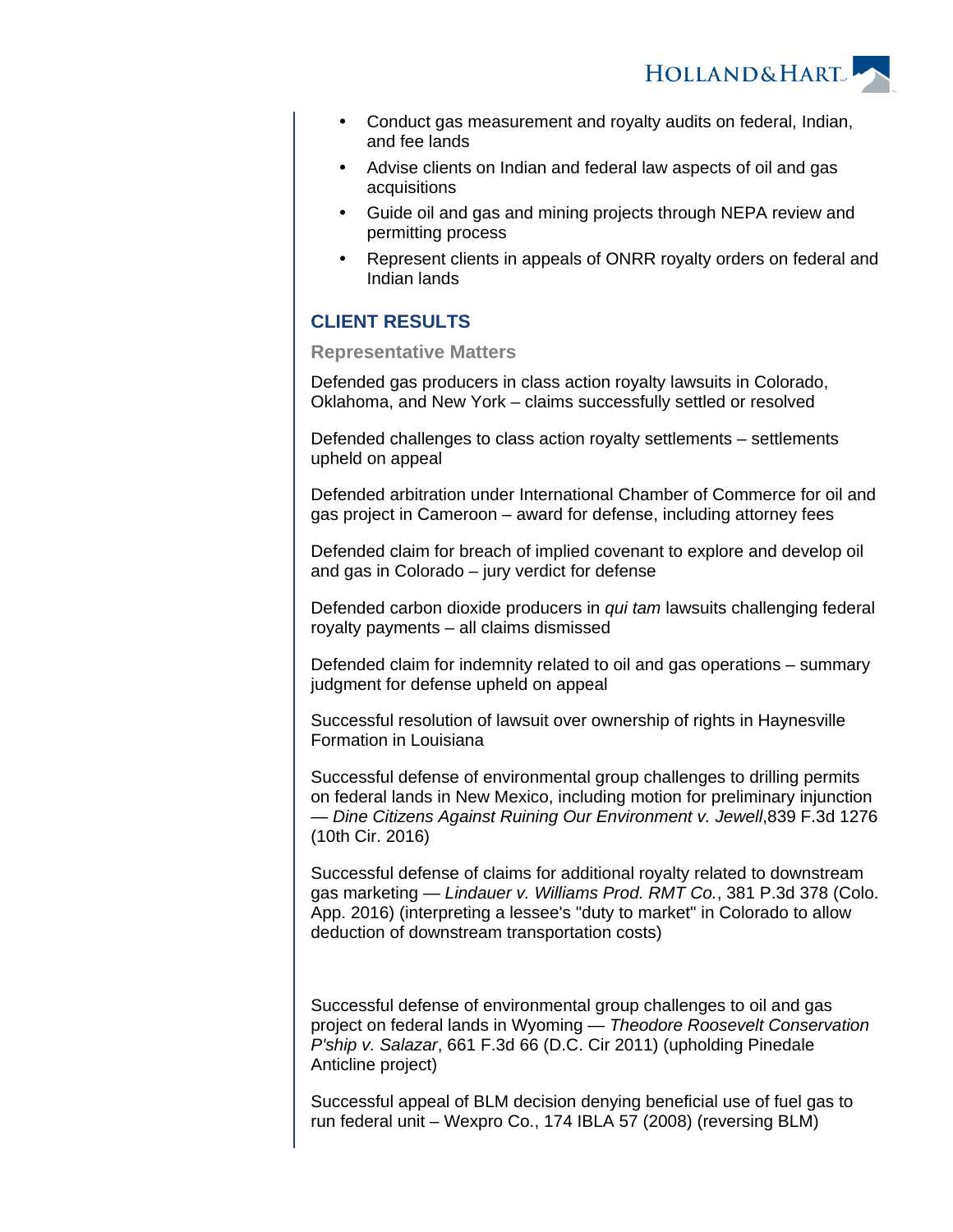- Conduct gas measurement and royalty audits on federal, Indian, and fee lands
- Advise clients on Indian and federal law aspects of oil and gas acquisitions
- Guide oil and gas and mining projects through NEPA review and permitting process
- Represent clients in appeals of ONRR royalty orders on federal and Indian lands

## CLIENT RESULTS

### Representative Matters

Defended gas producers in class action royalty lawsuits in Colorado, Oklahoma, and New York – claims successfully settled or resolved

Defended challenges to class action royalty settlements – settlements upheld on appeal

Defended arbitration under International Chamber of Commerce for oil and gas project in Cameroon – award for defense, including attorney fees

Defended claim for breach of implied covenant to explore and develop oil and gas in Colorado – jury verdict for defense

Defended carbon dioxide producers in *qui tam* lawsuits challenging federal royalty payments – all claims dismissed

Defended claim for indemnity related to oil and gas operations – summary judgment for defense upheld on appeal

Successful resolution of lawsuit over ownership of rights in Haynesville Formation in Louisiana

Successful defense of environmental group challenges to drilling permits on federal lands in New Mexico, including motion for preliminary injunction — *Dine Citizens Against Ruining Our Environment v. Jewell*,839 F.3d 1276 (10th Cir. 2016)

Successful defense of claims for additional royalty related to downstream gas marketing — *Lindauer v. Williams Prod. RMT Co.*, 381 P.3d 378 (Colo. App. 2016) (interpreting a lessee's "duty to market" in Colorado to allow deduction of downstream transportation costs)

Successful defense of environmental group challenges to oil and gas project on federal lands in Wyoming — *Theodore Roosevelt Conservation P'ship v. Salazar*, 661 F.3d 66 (D.C. Cir 2011) (upholding Pinedale Anticline project)

Successful appeal of BLM decision denying beneficial use of fuel gas to run federal unit – Wexpro Co., 174 IBLA 57 (2008) (reversing BLM)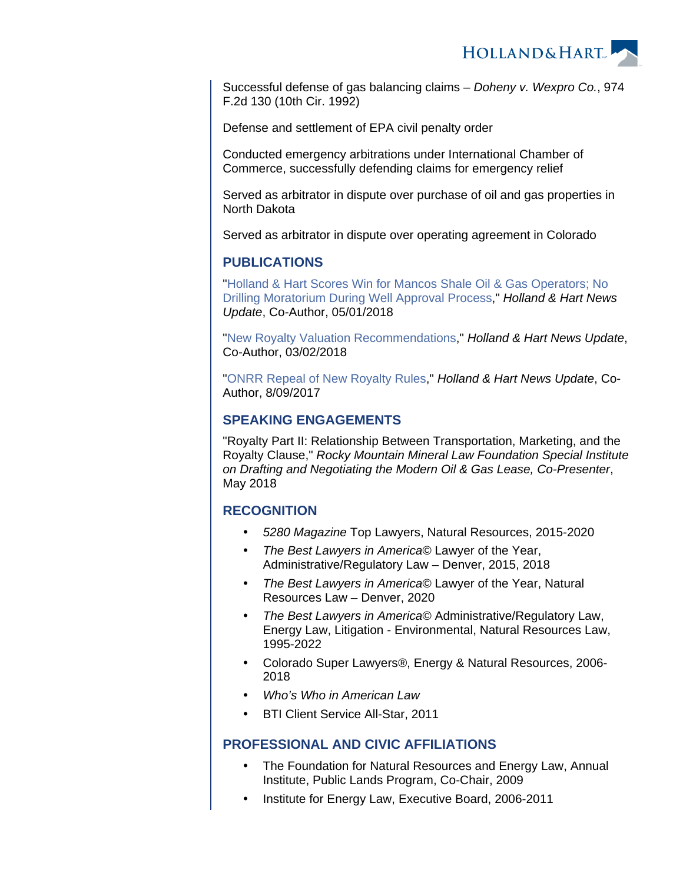Successful defense of gas balancing claims – *Doheny v. Wexpro Co.*, 974 F.2d 130 (10th Cir. 1992)

Defense and settlement of EPA civil penalty order

Conducted emergency arbitrations under International Chamber of Commerce, successfully defending claims for emergency relief

Served as arbitrator in dispute over purchase of oil and gas properties in North Dakota

Served as arbitrator in dispute over operating agreement in Colorado

## PUBLICATIONS

"Holland & Hart Scores Win for Mancos Shale Oil & Gas Operators; No Drilling Moratorium During Well Approval Process," *Holland & Hart News Update*, Co-Author, 05/01/2018

"New Royalty Valuation Recommendations," *Holland & Hart News Update*, Co-Author, 03/02/2018

"ONRR Repeal of New Royalty Rules," *Holland & Hart News Update*, Co-Author, 8/09/2017

## SPEAKING ENGAGEMENTS

"Royalty Part II: Relationship Between Transportation, Marketing, and the Royalty Clause," *Rocky Mountain Mineral Law Foundation Special Institute on Drafting and Negotiating the Modern Oil & Gas Lease, Co-Presenter*, May 2018

## RECOGNITION

- *5280 Magazine* Top Lawyers, Natural Resources, 2015-2020
- *The Best Lawyers in America*© Lawyer of the Year, Administrative/Regulatory Law – Denver, 2015, 2018
- *The Best Lawyers in America*© Lawyer of the Year, Natural Resources Law – Denver, 2020
- *The Best Lawyers in America*© Administrative/Regulatory Law, Energy Law, Litigation - Environmental, Natural Resources Law, 1995-2022
- Colorado Super Lawyers®, Energy & Natural Resources, 2006-2018
- *Who's Who in American Law*
- BTI Client Service All-Star, 2011

## PROFESSIONAL AND CIVIC AFFILIATIONS

- The Foundation for Natural Resources and Energy Law, Annual Institute, Public Lands Program, Co-Chair, 2009
- Institute for Energy Law, Executive Board, 2006-2011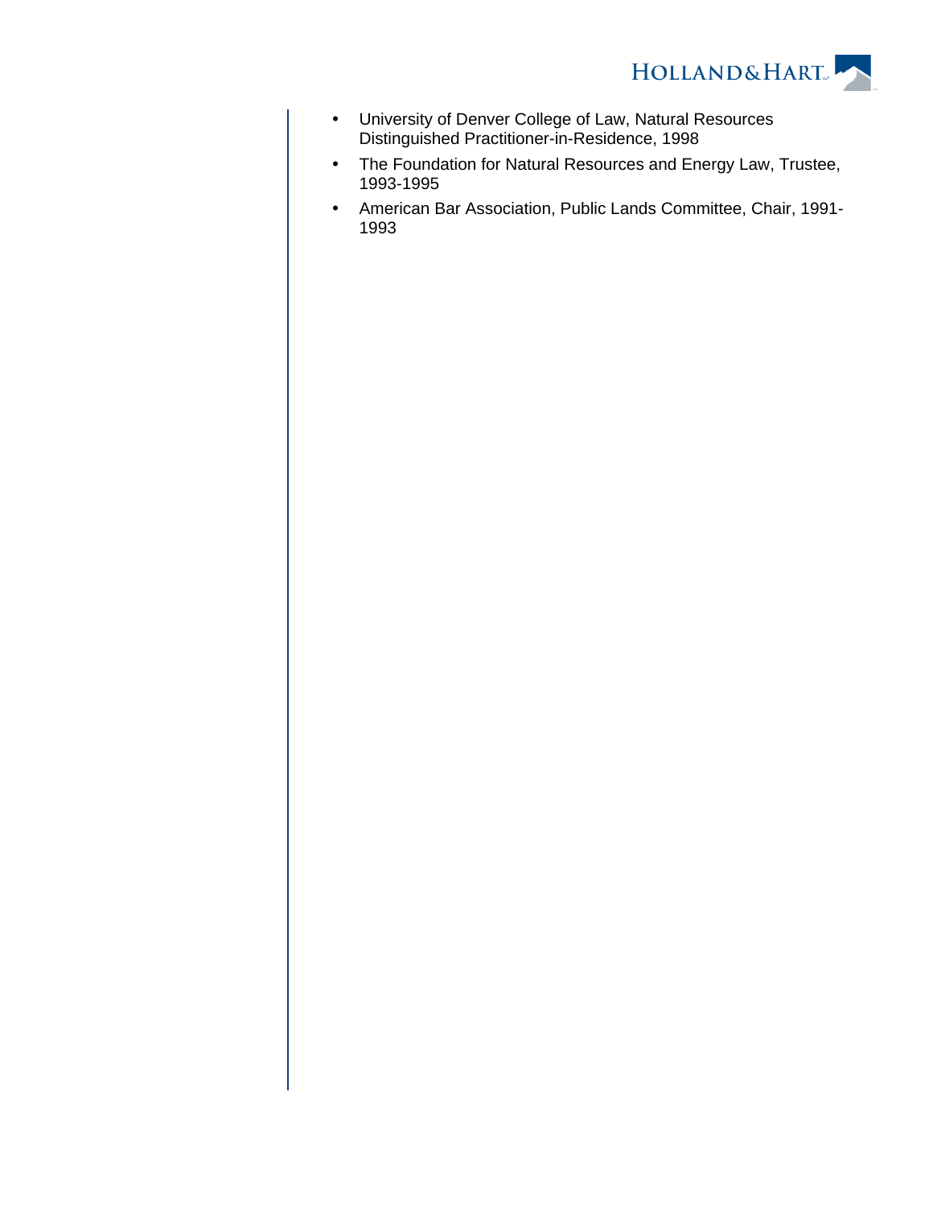- University of Denver College of Law, Natural Resources Distinguished Practitioner-in-Residence, 1998
- The Foundation for Natural Resources and Energy Law, Trustee, 1993-1995
- American Bar Association, Public Lands Committee, Chair, 1991-1993